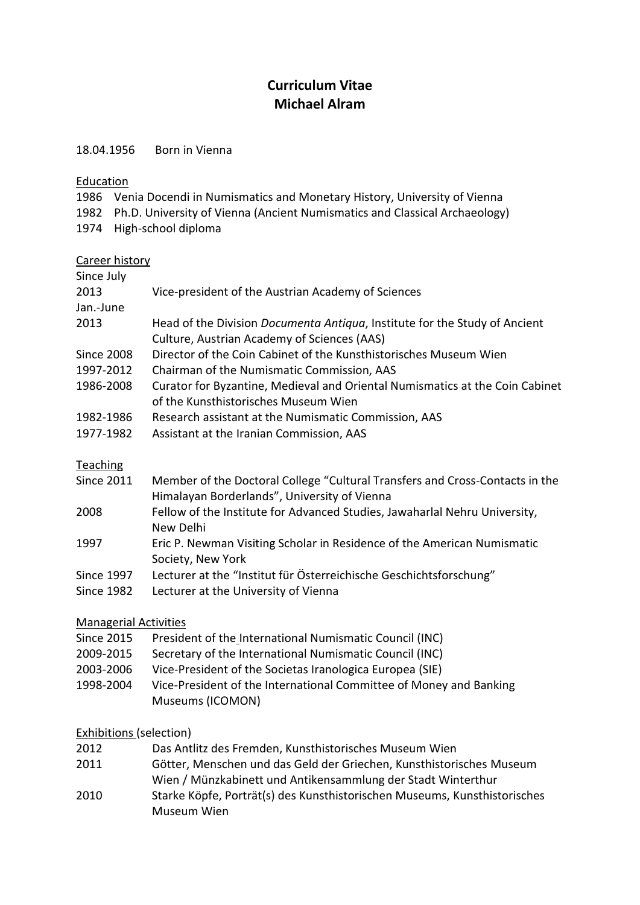# Curriculum Vitae
# Michael Alram

18.04.1956 Born in Vienna

## Education

| | |
|---|---|
| 1986 | Venia Docendi in Numismatics and Monetary History, University of Vienna |
| 1982 | Ph.D. University of Vienna (Ancient Numismatics and Classical Archaeology) |
| 1974 | High-school diploma |

## Career history

| | |
|---|---|
| Since July 2013 | Vice-president of the Austrian Academy of Sciences |
| Jan.-June 2013 | Head of the Division *Documenta Antiqua*, Institute for the Study of Ancient Culture, Austrian Academy of Sciences (AAS) |
| Since 2008 | Director of the Coin Cabinet of the Kunsthistorisches Museum Wien |
| 1997-2012 | Chairman of the Numismatic Commission, AAS |
| 1986-2008 | Curator for Byzantine, Medieval and Oriental Numismatics at the Coin Cabinet of the Kunsthistorisches Museum Wien |
| 1982-1986 | Research assistant at the Numismatic Commission, AAS |
| 1977-1982 | Assistant at the Iranian Commission, AAS |

## Teaching

| | |
|---|---|
| Since 2011 | Member of the Doctoral College "Cultural Transfers and Cross-Contacts in the Himalayan Borderlands", University of Vienna |
| 2008 | Fellow of the Institute for Advanced Studies, Jawaharlal Nehru University, New Delhi |
| 1997 | Eric P. Newman Visiting Scholar in Residence of the American Numismatic Society, New York |
| Since 1997 | Lecturer at the "Institut für Österreichische Geschichtsforschung" |
| Since 1982 | Lecturer at the University of Vienna |

## Managerial Activities

| | |
|---|---|
| Since 2015 | President of the International Numismatic Council (INC) |
| 2009-2015 | Secretary of the International Numismatic Council (INC) |
| 2003-2006 | Vice-President of the Societas Iranologica Europea (SIE) |
| 1998-2004 | Vice-President of the International Committee of Money and Banking Museums (ICOMON) |

## Exhibitions (selection)

| | |
|---|---|
| 2012 | Das Antlitz des Fremden, Kunsthistorisches Museum Wien |
| 2011 | Götter, Menschen und das Geld der Griechen, Kunsthistorisches Museum Wien / Münzkabinett und Antikensammlung der Stadt Winterthur |
| 2010 | Starke Köpfe, Porträt(s) des Kunsthistorischen Museums, Kunsthistorisches Museum Wien |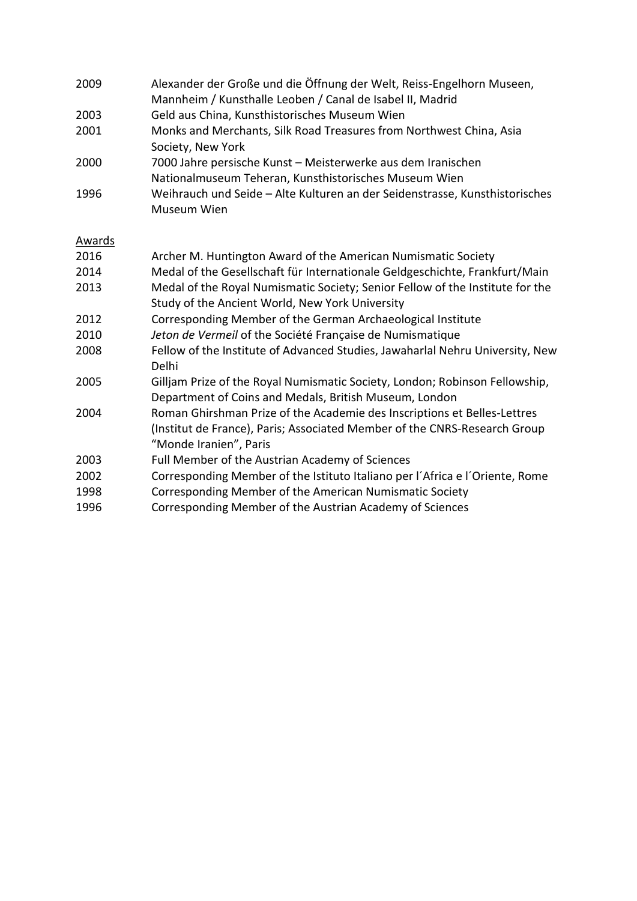| | |
|---|---|
| 2009 | Alexander der Große und die Öffnung der Welt, Reiss-Engelhorn Museen, Mannheim / Kunsthalle Leoben / Canal de Isabel II, Madrid |
| 2003 | Geld aus China, Kunsthistorisches Museum Wien |
| 2001 | Monks and Merchants, Silk Road Treasures from Northwest China, Asia Society, New York |
| 2000 | 7000 Jahre persische Kunst – Meisterwerke aus dem Iranischen Nationalmuseum Teheran, Kunsthistorisches Museum Wien |
| 1996 | Weihrauch und Seide – Alte Kulturen an der Seidenstrasse, Kunsthistorisches Museum Wien |

<u>Awards</u>

| | |
|---|---|
| 2016 | Archer M. Huntington Award of the American Numismatic Society |
| 2014 | Medal of the Gesellschaft für Internationale Geldgeschichte, Frankfurt/Main |
| 2013 | Medal of the Royal Numismatic Society; Senior Fellow of the Institute for the Study of the Ancient World, New York University |
| 2012 | Corresponding Member of the German Archaeological Institute |
| 2010 | *Jeton de Vermeil* of the Société Française de Numismatique |
| 2008 | Fellow of the Institute of Advanced Studies, Jawaharlal Nehru University, New Delhi |
| 2005 | Gilljam Prize of the Royal Numismatic Society, London; Robinson Fellowship, Department of Coins and Medals, British Museum, London |
| 2004 | Roman Ghirshman Prize of the Academie des Inscriptions et Belles-Lettres (Institut de France), Paris; Associated Member of the CNRS-Research Group "Monde Iranien", Paris |
| 2003 | Full Member of the Austrian Academy of Sciences |
| 2002 | Corresponding Member of the Istituto Italiano per l´Africa e l´Oriente, Rome |
| 1998 | Corresponding Member of the American Numismatic Society |
| 1996 | Corresponding Member of the Austrian Academy of Sciences |